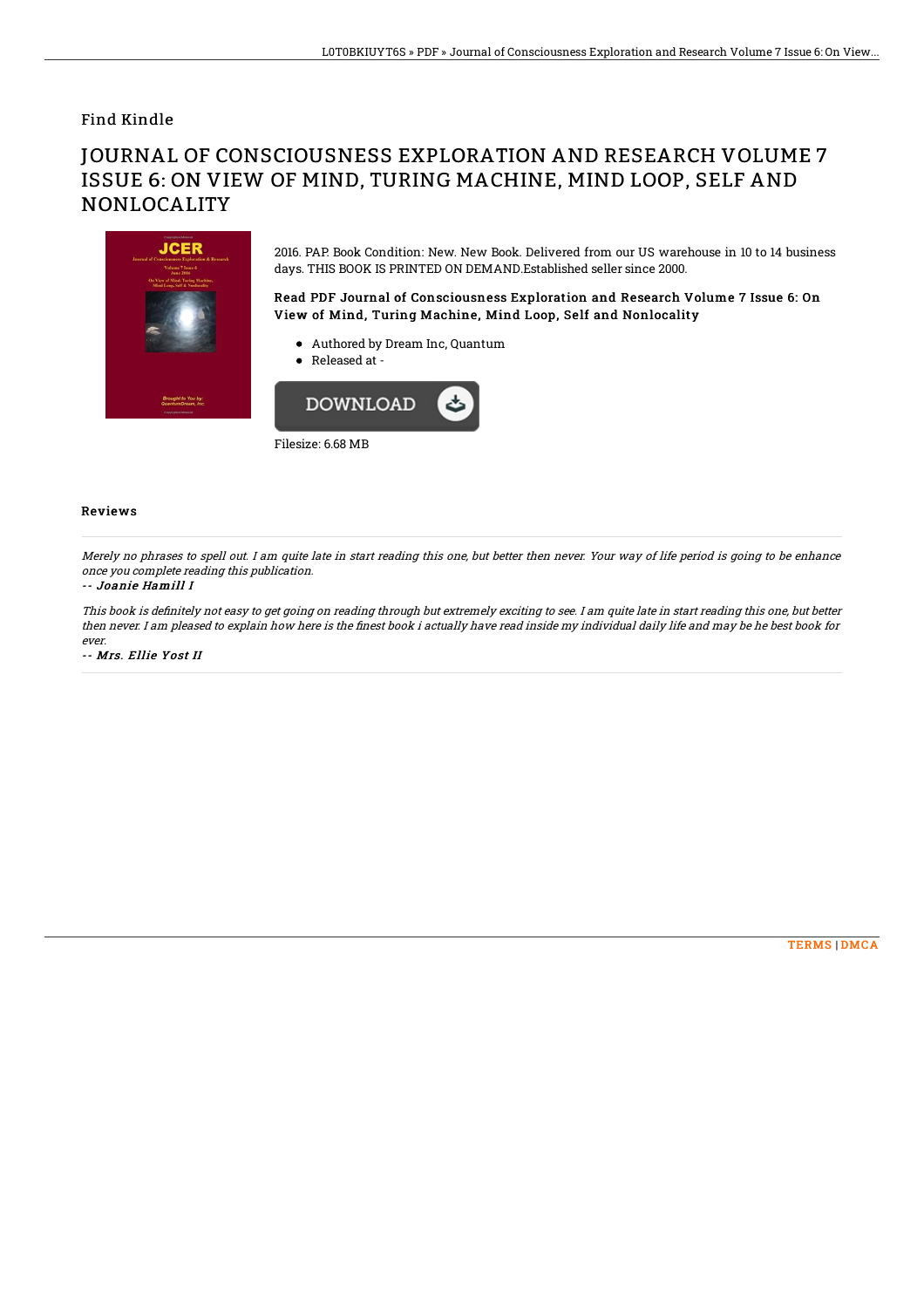Find Kindle

# JOURNAL OF CONSCIOUSNESS EXPLORATION AND RESEARCH VOLUME 7 ISSUE 6: ON VIEW OF MIND, TURING MACHINE, MIND LOOP, SELF AND NONLOCALITY

2016. PAP. Book Condition: New. New Book. Delivered from our US warehouse in 10 to 14 business days. THIS BOOK IS PRINTED ON DEMAND.Established seller since 2000.

### Read PDF Journal of Consciousness Exploration and Research Volume 7 Issue 6: On View of Mind, Turing Machine, Mind Loop, Self and Nonlocality

- Authored by Dream Inc, Quantum
- Released at -

DOWNLOAD

Filesize: 6.68 MB

## Reviews

*Merely no phrases to spell out. I am quite late in start reading this one, but better then never. Your way of life period is going to be enhance once you complete reading this publication.*

*-- Joanie Hamill I*

*This book is definitely not easy to get going on reading through but extremely exciting to see. I am quite late in start reading this one, but better then never. I am pleased to explain how here is the finest book i actually have read inside my individual daily life and may be he best book for ever.*

*-- Mrs. Ellie Yost II*

TERMS | DMCA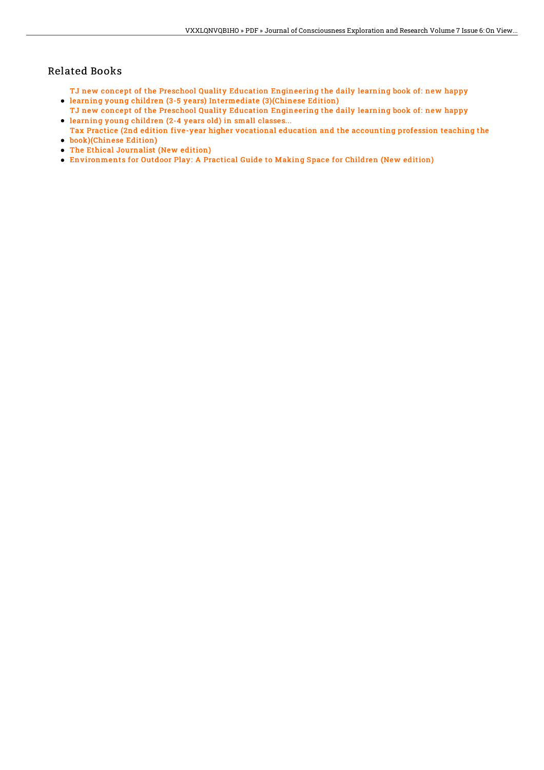## Related Books

- TJ new concept of the Preschool Quality Education Engineering the daily learning book of: new happy learning young children (3-5 years) Intermediate (3)(Chinese Edition)
- TJ new concept of the Preschool Quality Education Engineering the daily learning book of: new happy learning young children (2-4 years old) in small classes...
- Tax Practice (2nd edition five-year higher vocational education and the accounting profession teaching the book)(Chinese Edition)
- The Ethical Journalist (New edition)
- Environments for Outdoor Play: A Practical Guide to Making Space for Children (New edition)